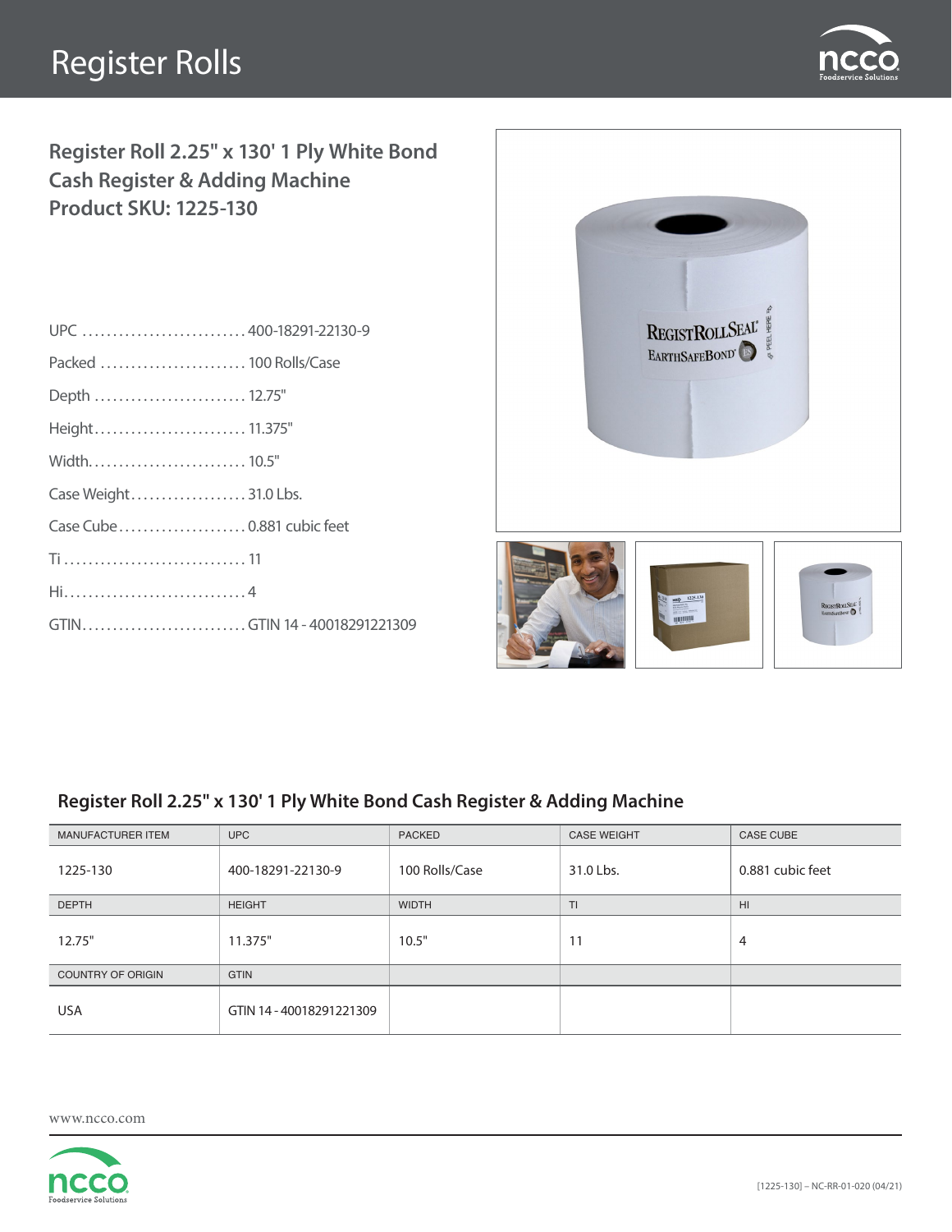# Register Rolls

## Register Roll 2.25" x 130' 1 Ply White Bond Cash Register & Adding Machine Product SKU: 1225-130

UPC ............................ 400-18291-22130-9

Packed ........................ 100 Rolls/Case

Depth ......................... 12.75"

Height......................... 11.375"

Width.......................... 10.5"

Case Weight................... 31.0 Lbs.

Case Cube..................... 0.881 cubic feet

Ti .............................. 11

Hi.............................. 4

GTIN........................... GTIN 14 - 40018291221309

## Register Roll 2.25" x 130' 1 Ply White Bond Cash Register & Adding Machine

| MANUFACTURER ITEM | UPC | PACKED | CASE WEIGHT | CASE CUBE |
|---|---|---|---|---|
| 1225-130 | 400-18291-22130-9 | 100 Rolls/Case | 31.0 Lbs. | 0.881 cubic feet |
| DEPTH | HEIGHT | WIDTH | TI | HI |
| 12.75" | 11.375" | 10.5" | 11 | 4 |
| COUNTRY OF ORIGIN | GTIN | | | |
| USA | GTIN 14 - 40018291221309 | | | |

www.ncco.com

[1225-130] – NC-RR-01-020 (04/21)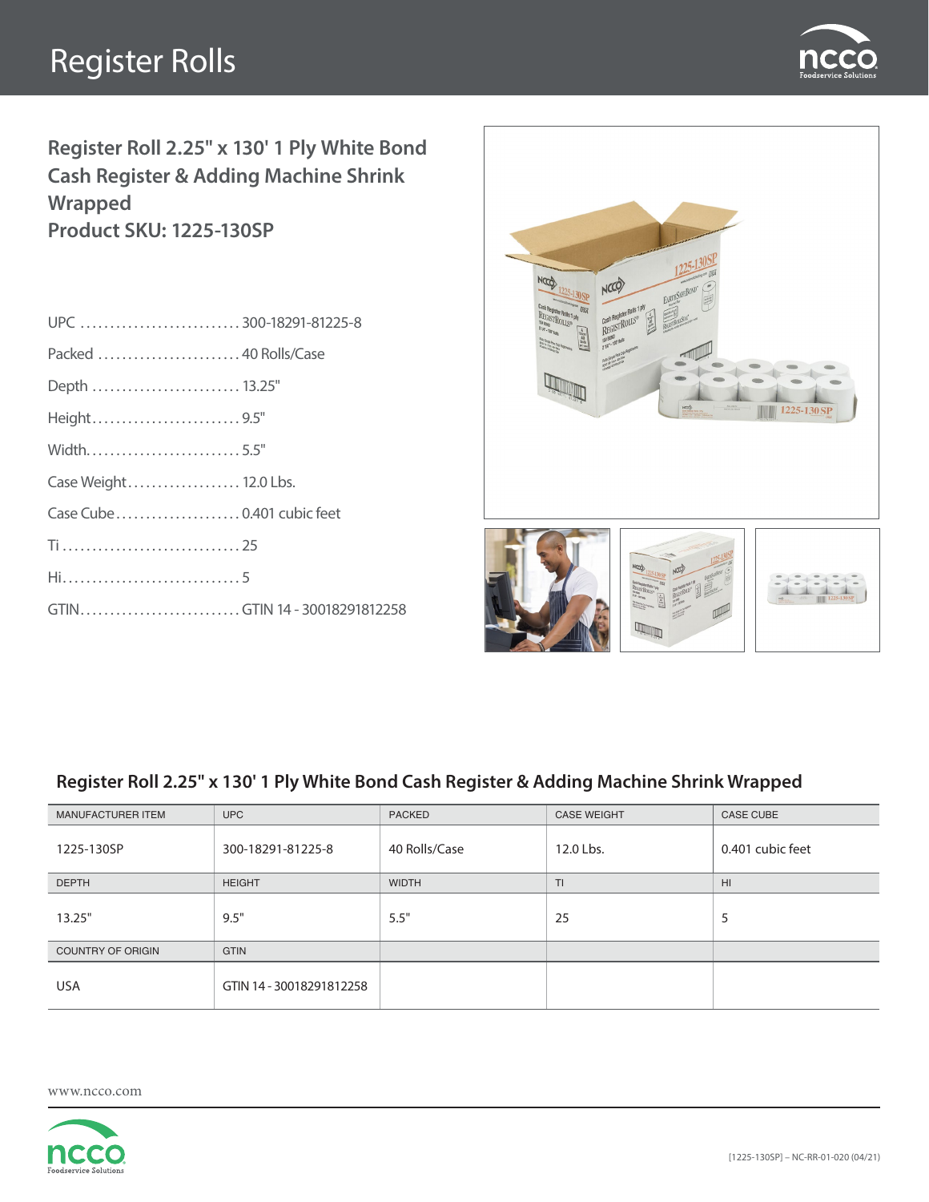# Register Rolls

## Register Roll 2.25" x 130' 1 Ply White Bond Cash Register & Adding Machine Shrink Wrapped

## Product SKU: 1225-130SP

UPC ........................... 300-18291-81225-8

Packed ........................ 40 Rolls/Case

Depth ......................... 13.25"

Height......................... 9.5"

Width.......................... 5.5"

Case Weight................... 12.0 Lbs.

Case Cube..................... 0.401 cubic feet

Ti .............................. 25

Hi.............................. 5

GTIN........................... GTIN 14 - 30018291812258

### Register Roll 2.25" x 130' 1 Ply White Bond Cash Register & Adding Machine Shrink Wrapped

| MANUFACTURER ITEM | UPC | PACKED | CASE WEIGHT | CASE CUBE |
|---|---|---|---|---|
| 1225-130SP | 300-18291-81225-8 | 40 Rolls/Case | 12.0 Lbs. | 0.401 cubic feet |
| DEPTH | HEIGHT | WIDTH | TI | HI |
| 13.25" | 9.5" | 5.5" | 25 | 5 |
| COUNTRY OF ORIGIN | GTIN | | | |
| USA | GTIN 14 - 30018291812258 | | | |

www.ncco.com

[1225-130SP] – NC-RR-01-020 (04/21)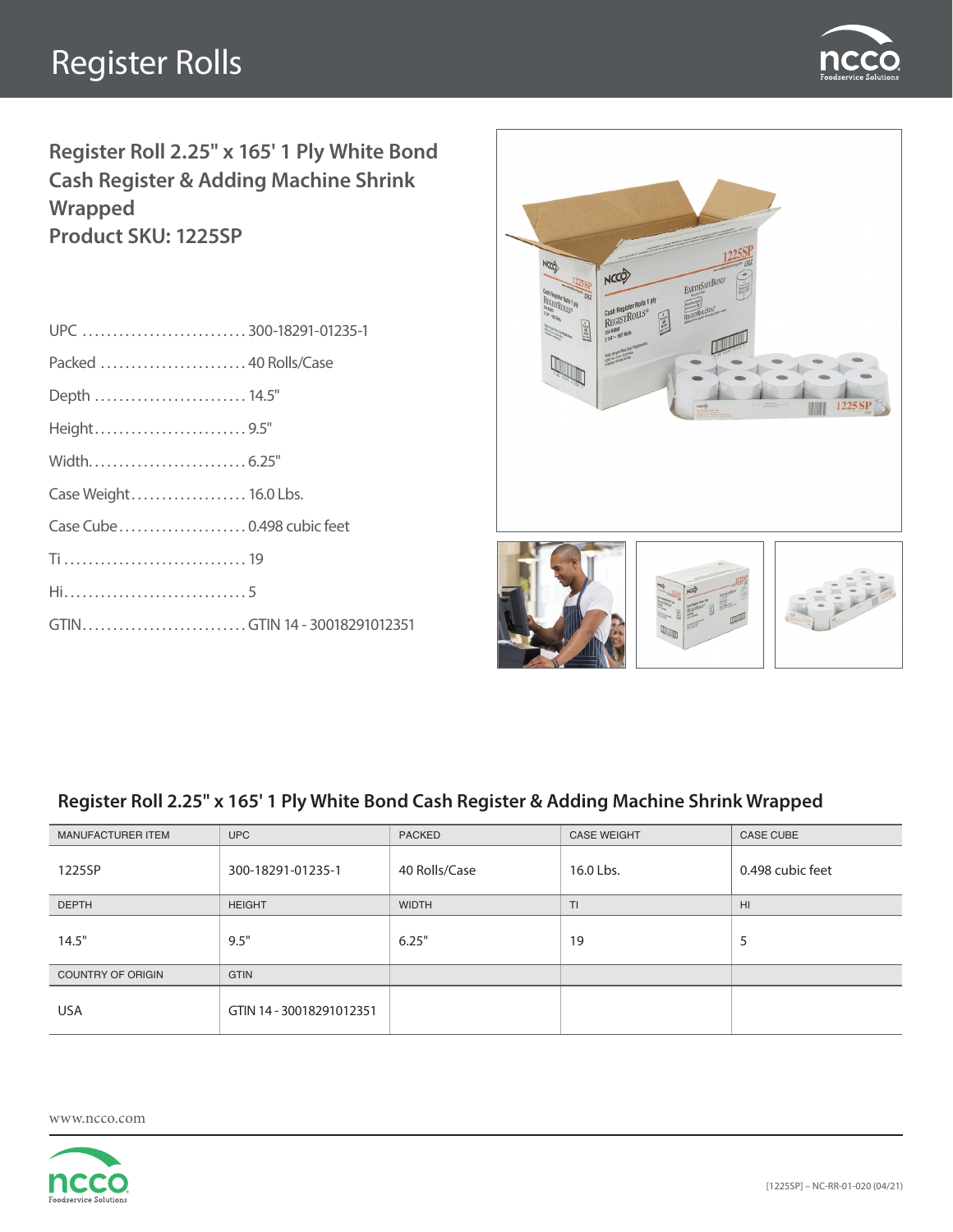# Register Rolls

## Register Roll 2.25" x 165' 1 Ply White Bond Cash Register & Adding Machine Shrink Wrapped
## Product SKU: 1225SP

UPC ........................... 300-18291-01235-1

Packed ........................ 40 Rolls/Case

Depth ......................... 14.5"

Height......................... 9.5"

Width.......................... 6.25"

Case Weight................... 16.0 Lbs.

Case Cube..................... 0.498 cubic feet

Ti .............................. 19

Hi.............................. 5

GTIN........................... GTIN 14 - 30018291012351

### Register Roll 2.25" x 165' 1 Ply White Bond Cash Register & Adding Machine Shrink Wrapped

| MANUFACTURER ITEM | UPC | PACKED | CASE WEIGHT | CASE CUBE |
|---|---|---|---|---|
| 1225SP | 300-18291-01235-1 | 40 Rolls/Case | 16.0 Lbs. | 0.498 cubic feet |
| DEPTH | HEIGHT | WIDTH | TI | HI |
| 14.5" | 9.5" | 6.25" | 19 | 5 |
| COUNTRY OF ORIGIN | GTIN | | | |
| USA | GTIN 14 - 30018291012351 | | | |

www.ncco.com

[1225SP] – NC-RR-01-020 (04/21)